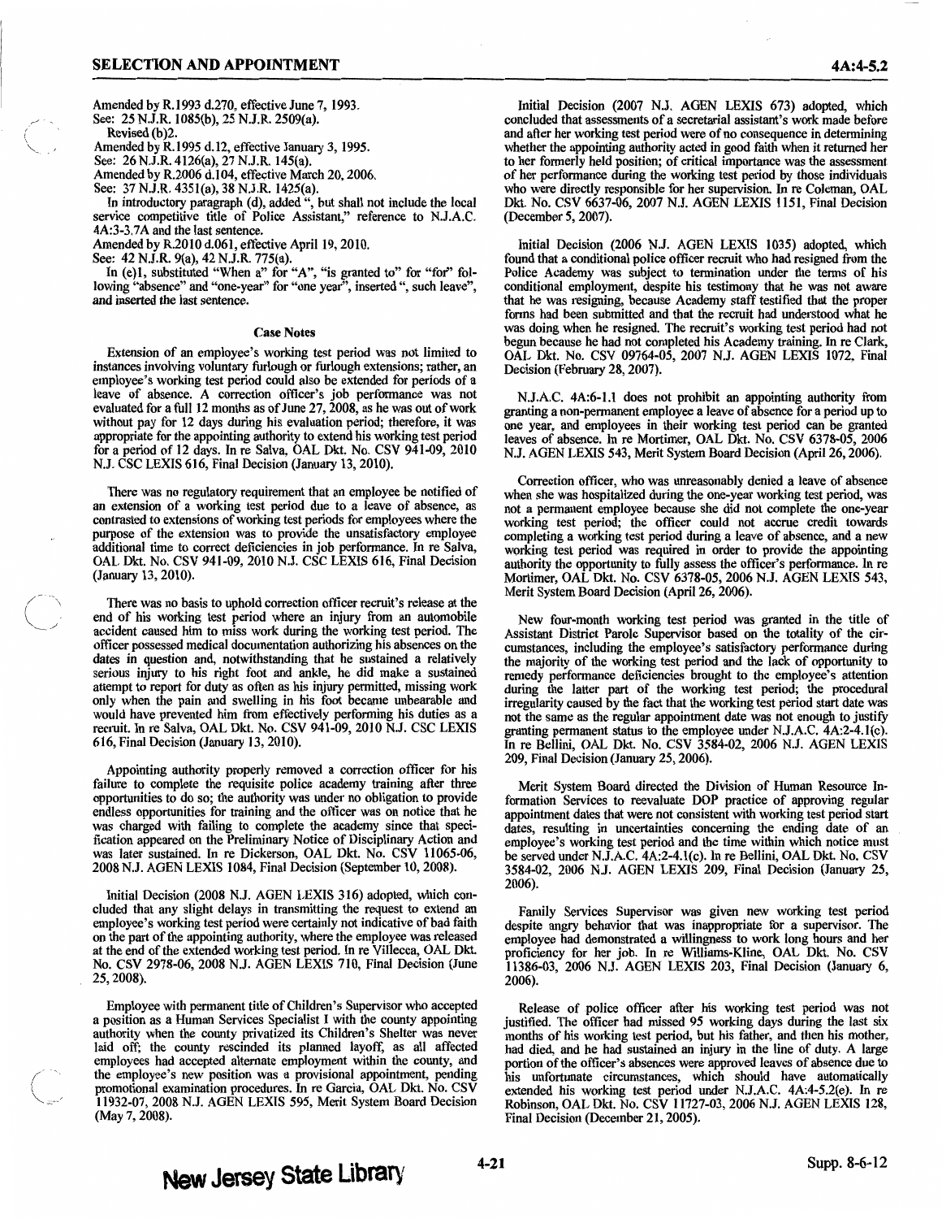Amended by R.1993 d.270, effective June 7, 1993.
See: 25 N.J.R. 1085(b), 25 N.J.R. 2509(a).
Revised (b)2.
Amended by R.1995 d.12, effective January 3, 1995.
See: 26 N.J.R. 4126(a), 27 N.J.R. 145(a).
Amended by R.2006 d.104, effective March 20, 2006.
See: 37 N.J.R. 4351(a), 38 N.J.R. 1425(a).
In introductory paragraph (d), added ", but shall not include the local service competitive title of Police Assistant," reference to N.J.A.C. 4A:3-3.7A and the last sentence.
Amended by R.2010 d.061, effective April 19, 2010.
See: 42 N.J.R. 9(a), 42 N.J.R. 775(a).
In (e)1, substituted "When a" for "A", "is granted to" for "for" following "absence" and "one-year" for "one year", inserted ", such leave", and inserted the last sentence.

#### Case Notes

Extension of an employee's working test period was not limited to instances involving voluntary furlough or furlough extensions; rather, an employee's working test period could also be extended for periods of a leave of absence. A correction officer's job performance was not evaluated for a full 12 months as of June 27, 2008, as he was out of work without pay for 12 days during his evaluation period; therefore, it was appropriate for the appointing authority to extend his working test period for a period of 12 days. In re Salva, OAL Dkt. No. CSV 941-09, 2010 N.J. CSC LEXIS 616, Final Decision (January 13, 2010).

There was no regulatory requirement that an employee be notified of an extension of a working test period due to a leave of absence, as contrasted to extensions of working test periods for employees where the purpose of the extension was to provide the unsatisfactory employee additional time to correct deficiencies in job performance. In re Salva, OAL Dkt. No. CSV 941-09, 2010 N.J. CSC LEXIS 616, Final Decision (January 13, 2010).

There was no basis to uphold correction officer recruit's release at the end of his working test period where an injury from an automobile accident caused him to miss work during the working test period. The officer possessed medical documentation authorizing his absences on the dates in question and, notwithstanding that he sustained a relatively serious injury to his right foot and ankle, he did make a sustained attempt to report for duty as often as his injury permitted, missing work only when the pain and swelling in his foot became unbearable and would have prevented him from effectively performing his duties as a recruit. In re Salva, OAL Dkt. No. CSV 941-09, 2010 N.J. CSC LEXIS 616, Final Decision (January 13, 2010).

Appointing authority properly removed a correction officer for his failure to complete the requisite police academy training after three opportunities to do so; the authority was under no obligation to provide endless opportunities for training and the officer was on notice that he was charged with failing to complete the academy since that specification appeared on the Preliminary Notice of Disciplinary Action and was later sustained. In re Dickerson, OAL Dkt. No. CSV 11065-06, 2008 N.J. AGEN LEXIS 1084, Final Decision (September 10, 2008).

Initial Decision (2008 N.J. AGEN LEXIS 316) adopted, which concluded that any slight delays in transmitting the request to extend an employee's working test period were certainly not indicative of bad faith on the part of the appointing authority, where the employee was released at the end of the extended working test period. In re Villecca, OAL Dkt. No. CSV 2978-06, 2008 N.J. AGEN LEXIS 710, Final Decision (June 25, 2008).

Employee with permanent title of Children's Supervisor who accepted a position as a Human Services Specialist I with the county appointing authority when the county privatized its Children's Shelter was never laid off; the county rescinded its planned layoff, as all affected employees had accepted alternate employment within the county, and the employee's new position was a provisional appointment, pending promotional examination procedures. In re Garcia, OAL Dkt. No. CSV 11932-07, 2008 N.J. AGEN LEXIS 595, Merit System Board Decision (May 7, 2008).

Initial Decision (2007 N.J. AGEN LEXIS 673) adopted, which concluded that assessments of a secretarial assistant's work made before and after her working test period were of no consequence in determining whether the appointing authority acted in good faith when it returned her to her formerly held position; of critical importance was the assessment of her performance during the working test period by those individuals who were directly responsible for her supervision. In re Coleman, OAL Dkt. No. CSV 6637-06, 2007 N.J. AGEN LEXIS 1151, Final Decision (December 5, 2007).

Initial Decision (2006 N.J. AGEN LEXIS 1035) adopted, which found that a conditional police officer recruit who had resigned from the Police Academy was subject to termination under the terms of his conditional employment, despite his testimony that he was not aware that he was resigning, because Academy staff testified that the proper forms had been submitted and that the recruit had understood what he was doing when he resigned. The recruit's working test period had not begun because he had not completed his Academy training. In re Clark, OAL Dkt. No. CSV 09764-05, 2007 N.J. AGEN LEXIS 1072, Final Decision (February 28, 2007).

N.J.A.C. 4A:6-1.1 does not prohibit an appointing authority from granting a non-permanent employee a leave of absence for a period up to one year, and employees in their working test period can be granted leaves of absence. In re Mortimer, OAL Dkt. No. CSV 6378-05, 2006 N.J. AGEN LEXIS 543, Merit System Board Decision (April 26, 2006).

Correction officer, who was unreasonably denied a leave of absence when she was hospitalized during the one-year working test period, was not a permanent employee because she did not complete the one-year working test period; the officer could not accrue credit towards completing a working test period during a leave of absence, and a new working test period was required in order to provide the appointing authority the opportunity to fully assess the officer's performance. In re Mortimer, OAL Dkt. No. CSV 6378-05, 2006 N.J. AGEN LEXIS 543, Merit System Board Decision (April 26, 2006).

New four-month working test period was granted in the title of Assistant District Parole Supervisor based on the totality of the circumstances, including the employee's satisfactory performance during the majority of the working test period and the lack of opportunity to remedy performance deficiencies brought to the employee's attention during the latter part of the working test period; the procedural irregularity caused by the fact that the working test period start date was not the same as the regular appointment date was not enough to justify granting permanent status to the employee under N.J.A.C. 4A:2-4.1(c). In re Bellini, OAL Dkt. No. CSV 3584-02, 2006 N.J. AGEN LEXIS 209, Final Decision (January 25, 2006).

Merit System Board directed the Division of Human Resource Information Services to reevaluate DOP practice of approving regular appointment dates that were not consistent with working test period start dates, resulting in uncertainties concerning the ending date of an employee's working test period and the time within which notice must be served under N.J.A.C. 4A:2-4.1(c). In re Bellini, OAL Dkt. No. CSV 3584-02, 2006 N.J. AGEN LEXIS 209, Final Decision (January 25, 2006).

Family Services Supervisor was given new working test period despite angry behavior that was inappropriate for a supervisor. The employee had demonstrated a willingness to work long hours and her proficiency for her job. In re Williams-Kline, OAL Dkt. No. CSV 11386-03, 2006 N.J. AGEN LEXIS 203, Final Decision (January 6, 2006).

Release of police officer after his working test period was not justified. The officer had missed 95 working days during the last six months of his working test period, but his father, and then his mother, had died, and he had sustained an injury in the line of duty. A large portion of the officer's absences were approved leaves of absence due to his unfortunate circumstances, which should have automatically extended his working test period under N.J.A.C. 4A:4-5.2(e). In re Robinson, OAL Dkt. No. CSV 11727-03, 2006 N.J. AGEN LEXIS 128, Final Decision (December 21, 2005).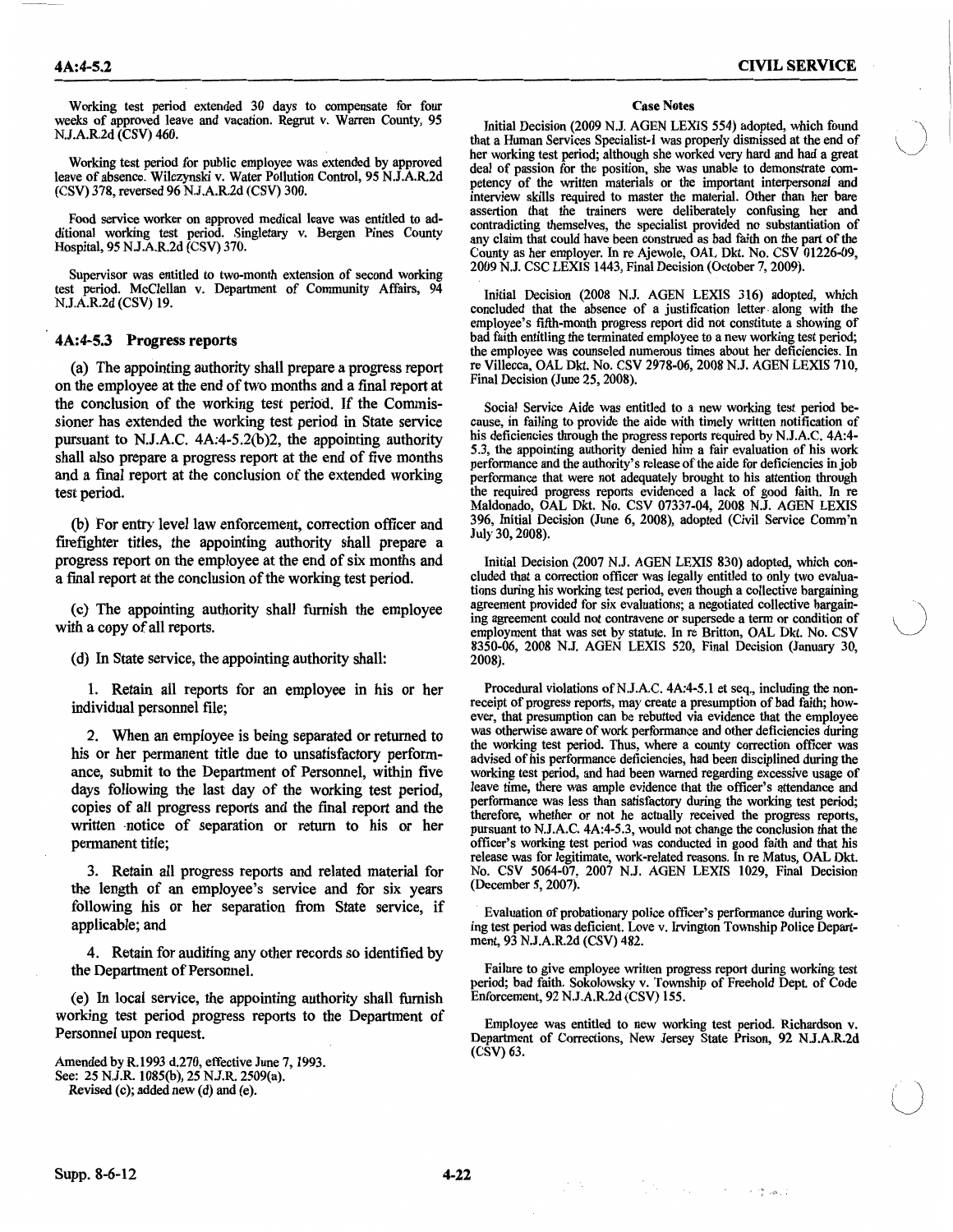Working test period extended 30 days to compensate for four weeks of approved leave and vacation. Regrut v. Warren County, 95 N.J.A.R.2d (CSV) 460.

Working test period for public employee was extended by approved leave of absence. Wilczynski v. Water Pollution Control, 95 N.J.A.R.2d (CSV) 378, reversed 96 N.J.A.R.2d (CSV) 300.

Food service worker on approved medical leave was entitled to additional working test period. Singletary v. Bergen Pines County Hospital, 95 N.J.A.R.2d (CSV) 370.

Supervisor was entitled to two-month extension of second working test period. McClellan v. Department of Community Affairs, 94 N.J.A.R.2d (CSV) 19.

### 4A:4-5.3 Progress reports

(a) The appointing authority shall prepare a progress report on the employee at the end of two months and a final report at the conclusion of the working test period. If the Commissioner has extended the working test period in State service pursuant to N.J.A.C. 4A:4-5.2(b)2, the appointing authority shall also prepare a progress report at the end of five months and a final report at the conclusion of the extended working test period.

(b) For entry level law enforcement, correction officer and firefighter titles, the appointing authority shall prepare a progress report on the employee at the end of six months and a final report at the conclusion of the working test period.

(c) The appointing authority shall furnish the employee with a copy of all reports.

(d) In State service, the appointing authority shall:

1. Retain all reports for an employee in his or her individual personnel file;

2. When an employee is being separated or returned to his or her permanent title due to unsatisfactory performance, submit to the Department of Personnel, within five days following the last day of the working test period, copies of all progress reports and the final report and the written notice of separation or return to his or her permanent title;

3. Retain all progress reports and related material for the length of an employee's service and for six years following his or her separation from State service, if applicable; and

4. Retain for auditing any other records so identified by the Department of Personnel.

(e) In local service, the appointing authority shall furnish working test period progress reports to the Department of Personnel upon request.

Amended by R.1993 d.270, effective June 7, 1993.
See: 25 N.J.R. 1085(b), 25 N.J.R. 2509(a).
Revised (c); added new (d) and (e).

#### Case Notes

Initial Decision (2009 N.J. AGEN LEXIS 554) adopted, which found that a Human Services Specialist-1 was properly dismissed at the end of her working test period; although she worked very hard and had a great deal of passion for the position, she was unable to demonstrate competency of the written materials or the important interpersonal and interview skills required to master the material. Other than her bare assertion that the trainers were deliberately confusing her and contradicting themselves, the specialist provided no substantiation of any claim that could have been construed as bad faith on the part of the County as her employer. In re Ajewole, OAL Dkt. No. CSV 01226-09, 2009 N.J. CSC LEXIS 1443, Final Decision (October 7, 2009).

Initial Decision (2008 N.J. AGEN LEXIS 316) adopted, which concluded that the absence of a justification letter along with the employee's fifth-month progress report did not constitute a showing of bad faith entitling the terminated employee to a new working test period; the employee was counseled numerous times about her deficiencies. In re Villecca, OAL Dkt. No. CSV 2978-06, 2008 N.J. AGEN LEXIS 710, Final Decision (June 25, 2008).

Social Service Aide was entitled to a new working test period because, in failing to provide the aide with timely written notification of his deficiencies through the progress reports required by N.J.A.C. 4A:4-5.3, the appointing authority denied him a fair evaluation of his work performance and the authority's release of the aide for deficiencies in job performance that were not adequately brought to his attention through the required progress reports evidenced a lack of good faith. In re Maldonado, OAL Dkt. No. CSV 07337-04, 2008 N.J. AGEN LEXIS 396, Initial Decision (June 6, 2008), adopted (Civil Service Comm'n July 30, 2008).

Initial Decision (2007 N.J. AGEN LEXIS 830) adopted, which concluded that a correction officer was legally entitled to only two evaluations during his working test period, even though a collective bargaining agreement provided for six evaluations; a negotiated collective bargaining agreement could not contravene or supersede a term or condition of employment that was set by statute. In re Britton, OAL Dkt. No. CSV 8350-06, 2008 N.J. AGEN LEXIS 520, Final Decision (January 30, 2008).

Procedural violations of N.J.A.C. 4A:4-5.1 et seq., including the nonreceipt of progress reports, may create a presumption of bad faith; however, that presumption can be rebutted via evidence that the employee was otherwise aware of work performance and other deficiencies during the working test period. Thus, where a county correction officer was advised of his performance deficiencies, had been disciplined during the working test period, and had been warned regarding excessive usage of leave time, there was ample evidence that the officer's attendance and performance was less than satisfactory during the working test period; therefore, whether or not he actually received the progress reports, pursuant to N.J.A.C. 4A:4-5.3, would not change the conclusion that the officer's working test period was conducted in good faith and that his release was for legitimate, work-related reasons. In re Matus, OAL Dkt. No. CSV 5064-07, 2007 N.J. AGEN LEXIS 1029, Final Decision (December 5, 2007).

Evaluation of probationary police officer's performance during working test period was deficient. Love v. Irvington Township Police Department, 93 N.J.A.R.2d (CSV) 482.

Failure to give employee written progress report during working test period; bad faith. Sokolowsky v. Township of Freehold Dept. of Code Enforcement, 92 N.J.A.R.2d (CSV) 155.

Employee was entitled to new working test period. Richardson v. Department of Corrections, New Jersey State Prison, 92 N.J.A.R.2d (CSV) 63.